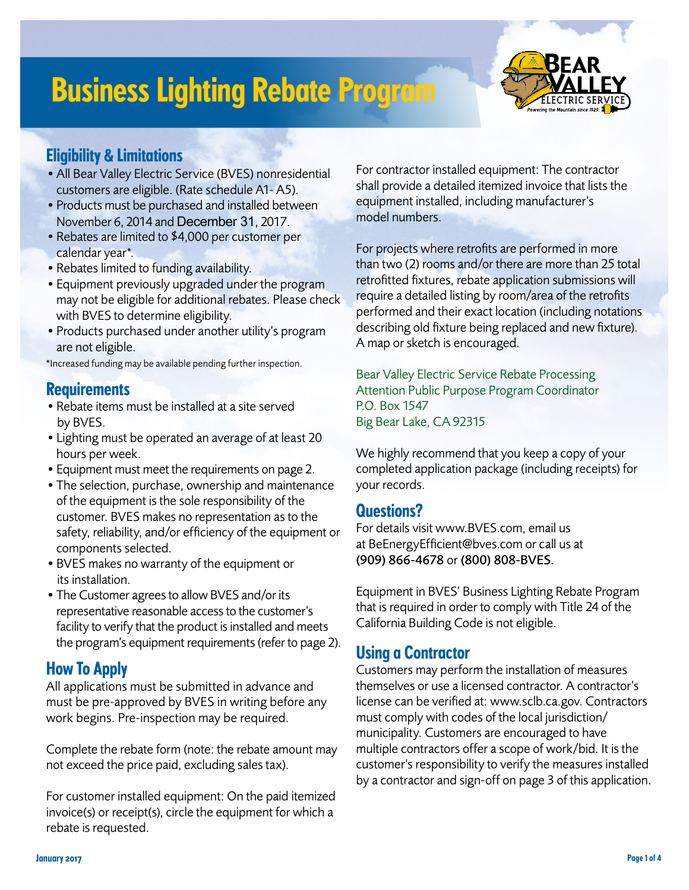# Business Lighting Rebate Program

## Eligibility & Limitations

- All Bear Valley Electric Service (BVES) nonresidential customers are eligible. (Rate schedule A1- A5).
- Products must be purchased and installed between November 6, 2014 and December 31, 2017.
- Rebates are limited to $4,000 per customer per calendar year*.
- Rebates limited to funding availability.
- Equipment previously upgraded under the program may not be eligible for additional rebates. Please check with BVES to determine eligibility.
- Products purchased under another utility's program are not eligible.

*Increased funding may be available pending further inspection.

## Requirements

- Rebate items must be installed at a site served by BVES.
- Lighting must be operated an average of at least 20 hours per week.
- Equipment must meet the requirements on page 2.
- The selection, purchase, ownership and maintenance of the equipment is the sole responsibility of the customer. BVES makes no representation as to the safety, reliability, and/or efficiency of the equipment or components selected.
- BVES makes no warranty of the equipment or its installation.
- The Customer agrees to allow BVES and/or its representative reasonable access to the customer's facility to verify that the product is installed and meets the program's equipment requirements (refer to page 2).

## How To Apply

All applications must be submitted in advance and must be pre-approved by BVES in writing before any work begins. Pre-inspection may be required.

Complete the rebate form (note: the rebate amount may not exceed the price paid, excluding sales tax).

For customer installed equipment: On the paid itemized invoice(s) or receipt(s), circle the equipment for which a rebate is requested.

For contractor installed equipment: The contractor shall provide a detailed itemized invoice that lists the equipment installed, including manufacturer's model numbers.

For projects where retrofits are performed in more than two (2) rooms and/or there are more than 25 total retrofitted fixtures, rebate application submissions will require a detailed listing by room/area of the retrofits performed and their exact location (including notations describing old fixture being replaced and new fixture). A map or sketch is encouraged.

Bear Valley Electric Service Rebate Processing
Attention Public Purpose Program Coordinator
P.O. Box 1547
Big Bear Lake, CA 92315

We highly recommend that you keep a copy of your completed application package (including receipts) for your records.

## Questions?

For details visit www.BVES.com, email us at BeEnergyEfficient@bves.com or call us at **(909) 866-4678** or **(800) 808-BVES**.

Equipment in BVES' Business Lighting Rebate Program that is required in order to comply with Title 24 of the California Building Code is not eligible.

## Using a Contractor

Customers may perform the installation of measures themselves or use a licensed contractor. A contractor's license can be verified at: www.sclb.ca.gov. Contractors must comply with codes of the local jurisdiction/ municipality. Customers are encouraged to have multiple contractors offer a scope of work/bid. It is the customer's responsibility to verify the measures installed by a contractor and sign-off on page 3 of this application.

January 2017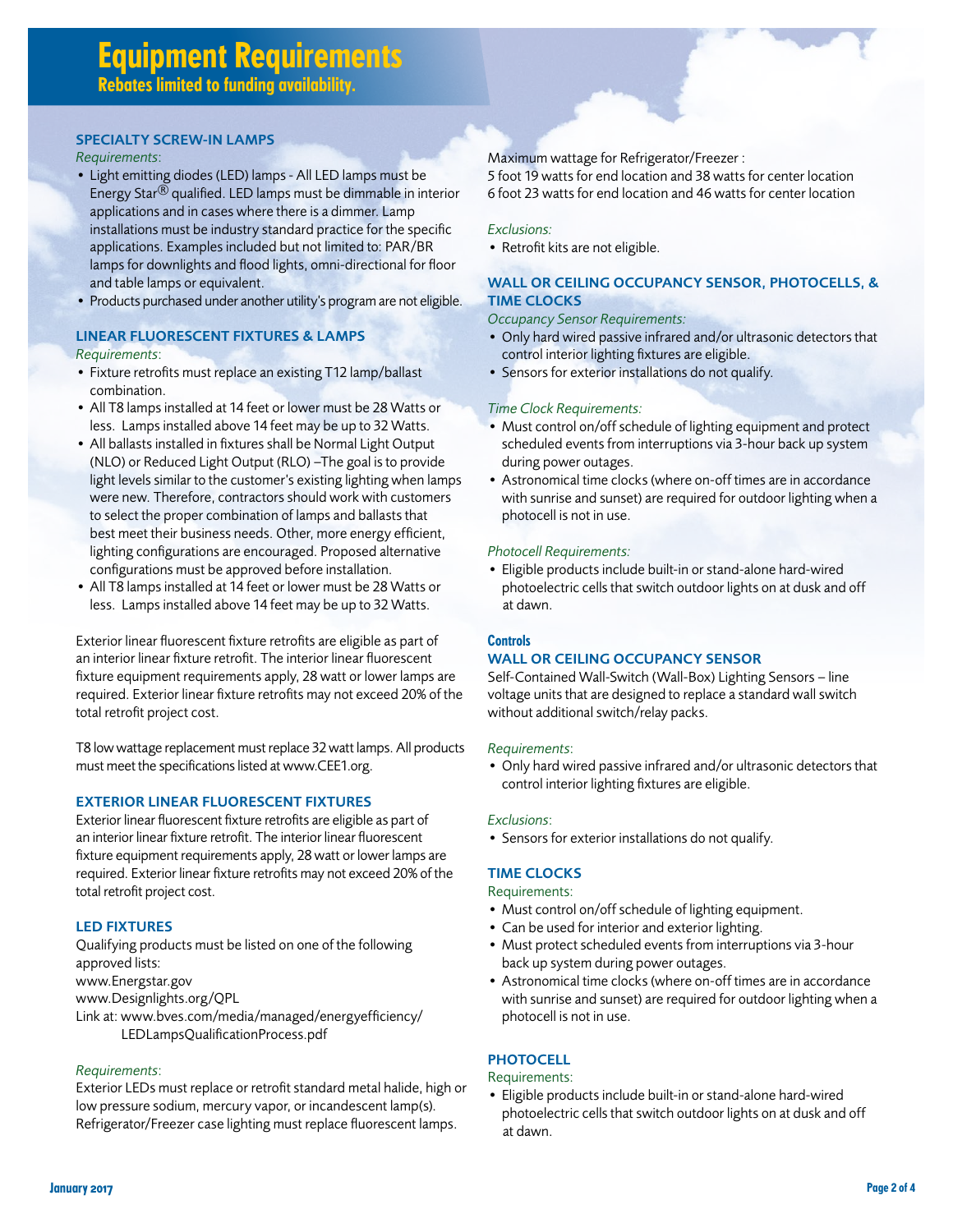# Equipment Requirements

**Rebates limited to funding availability.**

### SPECIALTY SCREW-IN LAMPS

*Requirements*:

- Light emitting diodes (LED) lamps - All LED lamps must be Energy Star® qualified. LED lamps must be dimmable in interior applications and in cases where there is a dimmer. Lamp installations must be industry standard practice for the specific applications. Examples included but not limited to: PAR/BR lamps for downlights and flood lights, omni-directional for floor and table lamps or equivalent.
- Products purchased under another utility's program are not eligible.

### LINEAR FLUORESCENT FIXTURES & LAMPS

*Requirements*:

- Fixture retrofits must replace an existing T12 lamp/ballast combination.
- All T8 lamps installed at 14 feet or lower must be 28 Watts or less. Lamps installed above 14 feet may be up to 32 Watts.
- All ballasts installed in fixtures shall be Normal Light Output (NLO) or Reduced Light Output (RLO) –The goal is to provide light levels similar to the customer's existing lighting when lamps were new. Therefore, contractors should work with customers to select the proper combination of lamps and ballasts that best meet their business needs. Other, more energy efficient, lighting configurations are encouraged. Proposed alternative configurations must be approved before installation.
- All T8 lamps installed at 14 feet or lower must be 28 Watts or less. Lamps installed above 14 feet may be up to 32 Watts.

Exterior linear fluorescent fixture retrofits are eligible as part of an interior linear fixture retrofit. The interior linear fluorescent fixture equipment requirements apply, 28 watt or lower lamps are required. Exterior linear fixture retrofits may not exceed 20% of the total retrofit project cost.

T8 low wattage replacement must replace 32 watt lamps. All products must meet the specifications listed at www.CEE1.org.

### EXTERIOR LINEAR FLUORESCENT FIXTURES

Exterior linear fluorescent fixture retrofits are eligible as part of an interior linear fixture retrofit. The interior linear fluorescent fixture equipment requirements apply, 28 watt or lower lamps are required. Exterior linear fixture retrofits may not exceed 20% of the total retrofit project cost.

### LED FIXTURES

Qualifying products must be listed on one of the following approved lists:
www.Energstar.gov
www.Designlights.org/QPL
Link at: www.bves.com/media/managed/energyefficiency/LEDLampsQualificationProcess.pdf

*Requirements*:

Exterior LEDs must replace or retrofit standard metal halide, high or low pressure sodium, mercury vapor, or incandescent lamp(s). Refrigerator/Freezer case lighting must replace fluorescent lamps.

Maximum wattage for Refrigerator/Freezer :
5 foot 19 watts for end location and 38 watts for center location
6 foot 23 watts for end location and 46 watts for center location

*Exclusions:*

- Retrofit kits are not eligible.

### WALL OR CEILING OCCUPANCY SENSOR, PHOTOCELLS, & TIME CLOCKS

*Occupancy Sensor Requirements:*

- Only hard wired passive infrared and/or ultrasonic detectors that control interior lighting fixtures are eligible.
- Sensors for exterior installations do not qualify.

*Time Clock Requirements:*

- Must control on/off schedule of lighting equipment and protect scheduled events from interruptions via 3-hour back up system during power outages.
- Astronomical time clocks (where on-off times are in accordance with sunrise and sunset) are required for outdoor lighting when a photocell is not in use.

*Photocell Requirements:*

- Eligible products include built-in or stand-alone hard-wired photoelectric cells that switch outdoor lights on at dusk and off at dawn.

## Controls

### WALL OR CEILING OCCUPANCY SENSOR

Self-Contained Wall-Switch (Wall-Box) Lighting Sensors – line voltage units that are designed to replace a standard wall switch without additional switch/relay packs.

*Requirements*:

- Only hard wired passive infrared and/or ultrasonic detectors that control interior lighting fixtures are eligible.

*Exclusions*:

- Sensors for exterior installations do not qualify.

### TIME CLOCKS

Requirements:

- Must control on/off schedule of lighting equipment.
- Can be used for interior and exterior lighting.
- Must protect scheduled events from interruptions via 3-hour back up system during power outages.
- Astronomical time clocks (where on-off times are in accordance with sunrise and sunset) are required for outdoor lighting when a photocell is not in use.

### PHOTOCELL

Requirements:

- Eligible products include built-in or stand-alone hard-wired photoelectric cells that switch outdoor lights on at dusk and off at dawn.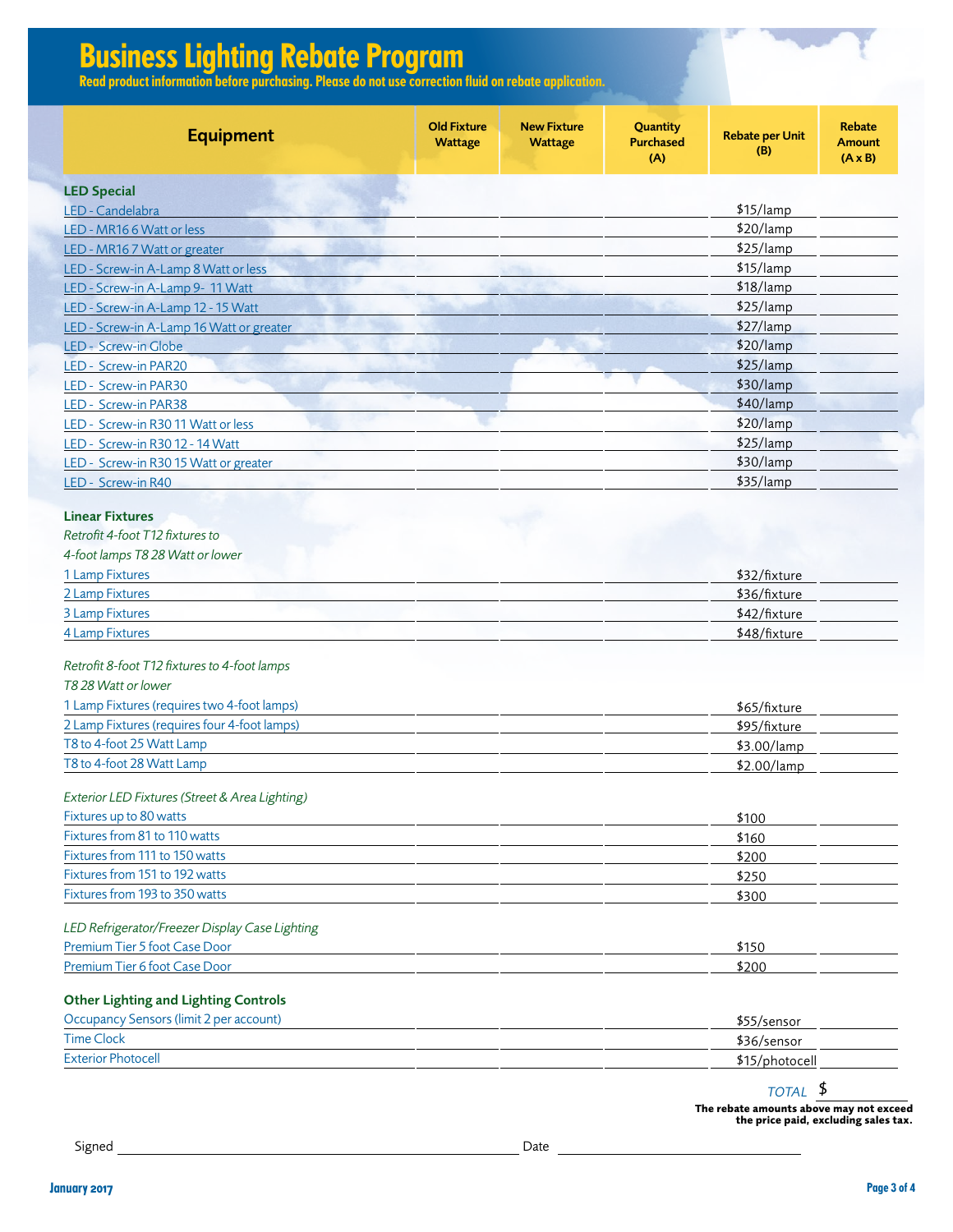# Business Lighting Rebate Program

**Read product information before purchasing. Please do not use correction fluid on rebate application.**

| Equipment | Old Fixture Wattage | New Fixture Wattage | Quantity Purchased (A) | Rebate per Unit (B) | Rebate Amount (A x B) |
|---|---|---|---|---|---|
| **LED Special** | | | | | |
| LED - Candelabra | | | | $15/lamp | |
| LED - MR16 6 Watt or less | | | | $20/lamp | |
| LED - MR16 7 Watt or greater | | | | $25/lamp | |
| LED - Screw-in A-Lamp 8 Watt or less | | | | $15/lamp | |
| LED - Screw-in A-Lamp 9- 11 Watt | | | | $18/lamp | |
| LED - Screw-in A-Lamp 12 - 15 Watt | | | | $25/lamp | |
| LED - Screw-in A-Lamp 16 Watt or greater | | | | $27/lamp | |
| LED - Screw-in Globe | | | | $20/lamp | |
| LED - Screw-in PAR20 | | | | $25/lamp | |
| LED - Screw-in PAR30 | | | | $30/lamp | |
| LED - Screw-in PAR38 | | | | $40/lamp | |
| LED - Screw-in R30 11 Watt or less | | | | $20/lamp | |
| LED - Screw-in R30 12 - 14 Watt | | | | $25/lamp | |
| LED - Screw-in R30 15 Watt or greater | | | | $30/lamp | |
| LED - Screw-in R40 | | | | $35/lamp | |
| **Linear Fixtures** | | | | | |
| *Retrofit 4-foot T12 fixtures to 4-foot lamps T8 28 Watt or lower* | | | | | |
| 1 Lamp Fixtures | | | | $32/fixture | |
| 2 Lamp Fixtures | | | | $36/fixture | |
| 3 Lamp Fixtures | | | | $42/fixture | |
| 4 Lamp Fixtures | | | | $48/fixture | |
| *Retrofit 8-foot T12 fixtures to 4-foot lamps T8 28 Watt or lower* | | | | | |
| 1 Lamp Fixtures (requires two 4-foot lamps) | | | | $65/fixture | |
| 2 Lamp Fixtures (requires four 4-foot lamps) | | | | $95/fixture | |
| T8 to 4-foot 25 Watt Lamp | | | | $3.00/lamp | |
| T8 to 4-foot 28 Watt Lamp | | | | $2.00/lamp | |
| *Exterior LED Fixtures (Street & Area Lighting)* | | | | | |
| Fixtures up to 80 watts | | | | $100 | |
| Fixtures from 81 to 110 watts | | | | $160 | |
| Fixtures from 111 to 150 watts | | | | $200 | |
| Fixtures from 151 to 192 watts | | | | $250 | |
| Fixtures from 193 to 350 watts | | | | $300 | |
| *LED Refrigerator/Freezer Display Case Lighting* | | | | | |
| Premium Tier 5 foot Case Door | | | | $150 | |
| Premium Tier 6 foot Case Door | | | | $200 | |
| **Other Lighting and Lighting Controls** | | | | | |
| Occupancy Sensors (limit 2 per account) | | | | $55/sensor | |
| Time Clock | | | | $36/sensor | |
| Exterior Photocell | | | | $15/photocell | |
| | | | | TOTAL | $ |

**The rebate amounts above may not exceed the price paid, excluding sales tax.**

Signed ______________________________ Date ____________________

January 2017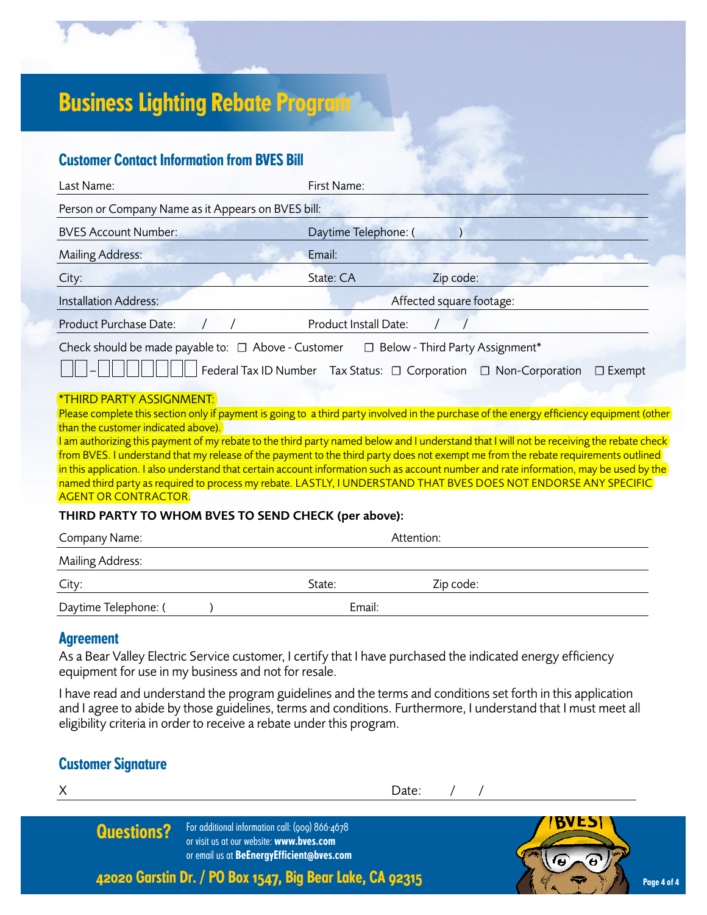# Business Lighting Rebate Program

## Customer Contact Information from BVES Bill

Last Name: First Name:

Person or Company Name as it Appears on BVES bill:

BVES Account Number: Daytime Telephone: ( )

Mailing Address: Email:

City: State: CA Zip code:

Installation Address: Affected square footage:

Product Purchase Date: / / Product Install Date: / /

Check should be made payable to: ☐ Above - Customer ☐ Below - Third Party Assignment*

☐☐–☐☐☐☐☐☐☐ Federal Tax ID Number Tax Status: ☐ Corporation ☐ Non-Corporation ☐ Exempt

*THIRD PARTY ASSIGNMENT:

Please complete this section only if payment is going to a third party involved in the purchase of the energy efficiency equipment (other than the customer indicated above).

I am authorizing this payment of my rebate to the third party named below and I understand that I will not be receiving the rebate check from BVES. I understand that my release of the payment to the third party does not exempt me from the rebate requirements outlined in this application. I also understand that certain account information such as account number and rate information, may be used by the named third party as required to process my rebate. LASTLY, I UNDERSTAND THAT BVES DOES NOT ENDORSE ANY SPECIFIC AGENT OR CONTRACTOR.

**THIRD PARTY TO WHOM BVES TO SEND CHECK (per above):**

Company Name: Attention:

Mailing Address:

City: State: Zip code:

Daytime Telephone: ( ) Email:

## Agreement

As a Bear Valley Electric Service customer, I certify that I have purchased the indicated energy efficiency equipment for use in my business and not for resale.

I have read and understand the program guidelines and the terms and conditions set forth in this application and I agree to abide by those guidelines, terms and conditions. Furthermore, I understand that I must meet all eligibility criteria in order to receive a rebate under this program.

## Customer Signature

X Date: / /

**Questions?** For additional information call: (909) 866-4678
or visit us at our website: **www.bves.com**
or email us at **BeEnergyEfficient@bves.com**

**42020 Garstin Dr. / PO Box 1547, Big Bear Lake, CA 92315**